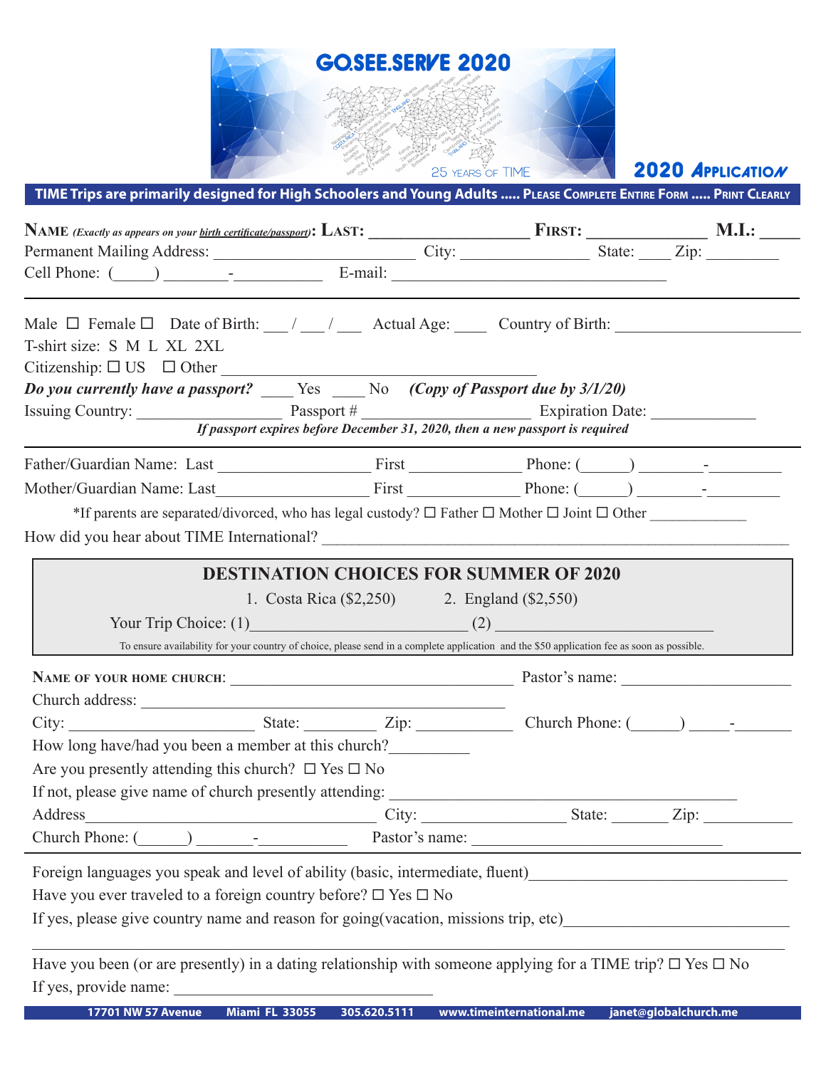# GO.SEE.SERVE 2020

25 YEARS OF TIME

## 2020 Application

**TIME Trips are primarily designed for High Schoolers and Young Adults ..... Please Complete Entire Form ..... Print Clearly**

**NAME** *(Exactly as appears on your birth certificate/passport)*: **LAST:** ___________________ **FIRST:** _____________ **M.I.:** ____

Permanent Mailing Address: _________________________ City: ________________ State: ____ Zip: _________

Cell Phone: (_____) ________-___________ E-mail: ___________________________________

---

Male ☐ Female ☐ Date of Birth: ___ / ___ / ___ Actual Age: ____ Country of Birth: ______________________

T-shirt size: S M L XL 2XL

Citizenship: ☐ US ☐ Other ________________________________________

***Do you currently have a passport?*** ____ Yes ____ No ***(Copy of Passport due by 3/1/20)***

Issuing Country: __________________ Passport # ____________________ Expiration Date: _____________

***If passport expires before December 31, 2020, then a new passport is required***

---

Father/Guardian Name: Last ___________________ First ______________ Phone: (______) ________-_________

Mother/Guardian Name: Last___________________ First ______________ Phone: (______) ________-_________

*If parents are separated/divorced, who has legal custody? ☐ Father ☐ Mother ☐ Joint ☐ Other ____________

How did you hear about TIME International? ___________________________________________________________

## DESTINATION CHOICES FOR SUMMER OF 2020

1. Costa Rica ($2,250) 2. England ($2,550)

Your Trip Choice: (1)_________________________ (2) _________________________

To ensure availability for your country of choice, please send in a complete application and the $50 application fee as soon as possible.

**NAME OF YOUR HOME CHURCH**: ____________________________________ Pastor's name: _____________________

Church address: ______________________________________________

City: _______________________ State: _________ Zip: ____________ Church Phone: (______) _____-_______

How long have/had you been a member at this church?__________

Are you presently attending this church? ☐ Yes ☐ No

If not, please give name of church presently attending: ____________________________________________

Address___________________________________ City: _________________ State: _______ Zip: ___________

Church Phone: (______) _______-__________ Pastor's name: ________________________________

---

Foreign languages you speak and level of ability (basic, intermediate, fluent)_____________________________

Have you ever traveled to a foreign country before? ☐ Yes ☐ No

If yes, please give country name and reason for going(vacation, missions trip, etc)___________________________

_____________________________________________________________________________________________

Have you been (or are presently) in a dating relationship with someone applying for a TIME trip? ☐ Yes ☐ No

If yes, provide name: _______________________________

17701 NW 57 Avenue Miami FL 33055 305.620.5111 www.timeinternational.me janet@globalchurch.me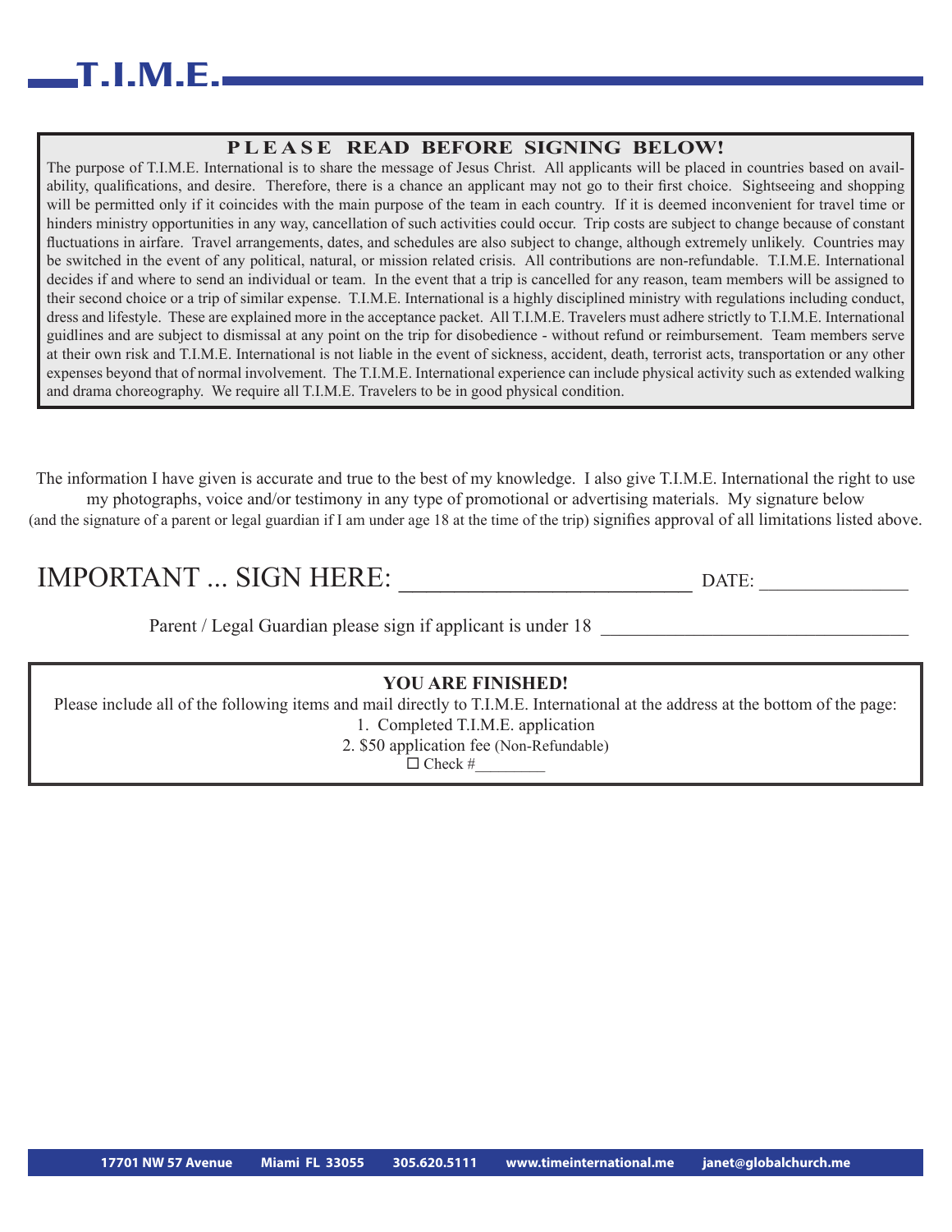# T.I.M.E.

**PLEASE READ BEFORE SIGNING BELOW!**

The purpose of T.I.M.E. International is to share the message of Jesus Christ. All applicants will be placed in countries based on availability, qualifications, and desire. Therefore, there is a chance an applicant may not go to their first choice. Sightseeing and shopping will be permitted only if it coincides with the main purpose of the team in each country. If it is deemed inconvenient for travel time or hinders ministry opportunities in any way, cancellation of such activities could occur. Trip costs are subject to change because of constant fluctuations in airfare. Travel arrangements, dates, and schedules are also subject to change, although extremely unlikely. Countries may be switched in the event of any political, natural, or mission related crisis. All contributions are non-refundable. T.I.M.E. International decides if and where to send an individual or team. In the event that a trip is cancelled for any reason, team members will be assigned to their second choice or a trip of similar expense. T.I.M.E. International is a highly disciplined ministry with regulations including conduct, dress and lifestyle. These are explained more in the acceptance packet. All T.I.M.E. Travelers must adhere strictly to T.I.M.E. International guidlines and are subject to dismissal at any point on the trip for disobedience - without refund or reimbursement. Team members serve at their own risk and T.I.M.E. International is not liable in the event of sickness, accident, death, terrorist acts, transportation or any other expenses beyond that of normal involvement. The T.I.M.E. International experience can include physical activity such as extended walking and drama choreography. We require all T.I.M.E. Travelers to be in good physical condition.

The information I have given is accurate and true to the best of my knowledge. I also give T.I.M.E. International the right to use my photographs, voice and/or testimony in any type of promotional or advertising materials. My signature below (and the signature of a parent or legal guardian if I am under age 18 at the time of the trip) signifies approval of all limitations listed above.

IMPORTANT ... SIGN HERE: ________________________ DATE: _______________

Parent / Legal Guardian please sign if applicant is under 18 ________________________________

**YOU ARE FINISHED!**

Please include all of the following items and mail directly to T.I.M.E. International at the address at the bottom of the page:

1. Completed T.I.M.E. application
2. $50 application fee (Non-Refundable)

☐ Check #_________

17701 NW 57 Avenue Miami FL 33055 305.620.5111 www.timeinternational.me janet@globalchurch.me